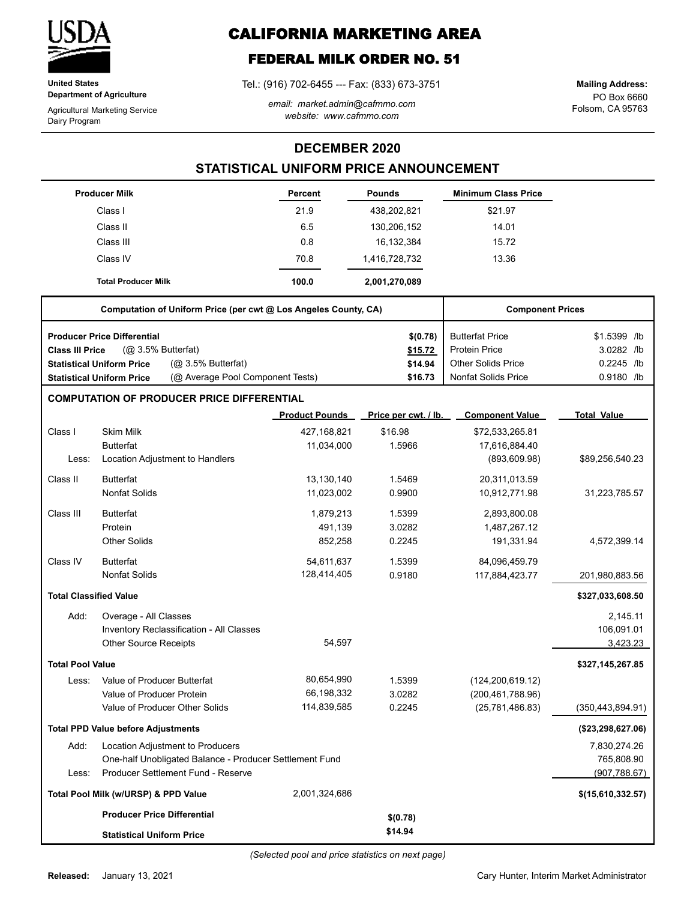**United States Department of Agriculture**

Agricultural Marketing Service
Dairy Program

# CALIFORNIA MARKETING AREA

## FEDERAL MILK ORDER NO. 51

Tel.: (916) 702-6455 --- Fax: (833) 673-3751

*email: market.admin@cafmmo.com*
*website: www.cafmmo.com*

**Mailing Address:**
PO Box 6660
Folsom, CA 95763

## DECEMBER 2020

## STATISTICAL UNIFORM PRICE ANNOUNCEMENT

| Producer Milk | Percent | Pounds | Minimum Class Price |
|---|---|---|---|
| Class I | 21.9 | 438,202,821 | $21.97 |
| Class II | 6.5 | 130,206,152 | 14.01 |
| Class III | 0.8 | 16,132,384 | 15.72 |
| Class IV | 70.8 | 1,416,728,732 | 13.36 |
| **Total Producer Milk** | **100.0** | **2,001,270,089** | |

| Computation of Uniform Price (per cwt @ Los Angeles County, CA) | | Component Prices | |
|---|---|---|---|
| **Producer Price Differential** | **$(0.78)** | Butterfat Price | $1.5399 /lb |
| **Class III Price** (@ 3.5% Butterfat) | **$15.72** | Protein Price | 3.0282 /lb |
| **Statistical Uniform Price** (@ 3.5% Butterfat) | **$14.94** | Other Solids Price | 0.2245 /lb |
| **Statistical Uniform Price** (@ Average Pool Component Tests) | **$16.73** | Nonfat Solids Price | 0.9180 /lb |

### COMPUTATION OF PRODUCER PRICE DIFFERENTIAL

| | | Product Pounds | Price per cwt. / lb. | Component Value | Total Value |
|---|---|---|---|---|---|
| Class I | Skim Milk | 427,168,821 | $16.98 | $72,533,265.81 | |
| | Butterfat | 11,034,000 | 1.5966 | 17,616,884.40 | |
| Less: | Location Adjustment to Handlers | | | (893,609.98) | $89,256,540.23 |
| Class II | Butterfat | 13,130,140 | 1.5469 | 20,311,013.59 | |
| | Nonfat Solids | 11,023,002 | 0.9900 | 10,912,771.98 | 31,223,785.57 |
| Class III | Butterfat | 1,879,213 | 1.5399 | 2,893,800.08 | |
| | Protein | 491,139 | 3.0282 | 1,487,267.12 | |
| | Other Solids | 852,258 | 0.2245 | 191,331.94 | 4,572,399.14 |
| Class IV | Butterfat | 54,611,637 | 1.5399 | 84,096,459.79 | |
| | Nonfat Solids | 128,414,405 | 0.9180 | 117,884,423.77 | 201,980,883.56 |
| **Total Classified Value** | | | | | **$327,033,608.50** |
| Add: | Overage - All Classes | | | | 2,145.11 |
| | Inventory Reclassification - All Classes | | | | 106,091.01 |
| | Other Source Receipts | 54,597 | | | 3,423.23 |
| **Total Pool Value** | | | | | **$327,145,267.85** |
| Less: | Value of Producer Butterfat | 80,654,990 | 1.5399 | (124,200,619.12) | |
| | Value of Producer Protein | 66,198,332 | 3.0282 | (200,461,788.96) | |
| | Value of Producer Other Solids | 114,839,585 | 0.2245 | (25,781,486.83) | (350,443,894.91) |
| **Total PPD Value before Adjustments** | | | | | **($23,298,627.06)** |
| Add: | Location Adjustment to Producers | | | | 7,830,274.26 |
| | One-half Unobligated Balance - Producer Settlement Fund | | | | 765,808.90 |
| Less: | Producer Settlement Fund - Reserve | | | | (907,788.67) |
| **Total Pool Milk (w/URSP) & PPD Value** | | 2,001,324,686 | | | **$(15,610,332.57)** |
| | **Producer Price Differential** | | **$(0.78)** | | |
| | **Statistical Uniform Price** | | **$14.94** | | |

*(Selected pool and price statistics on next page)*

**Released:** January 13, 2021

Cary Hunter, Interim Market Administrator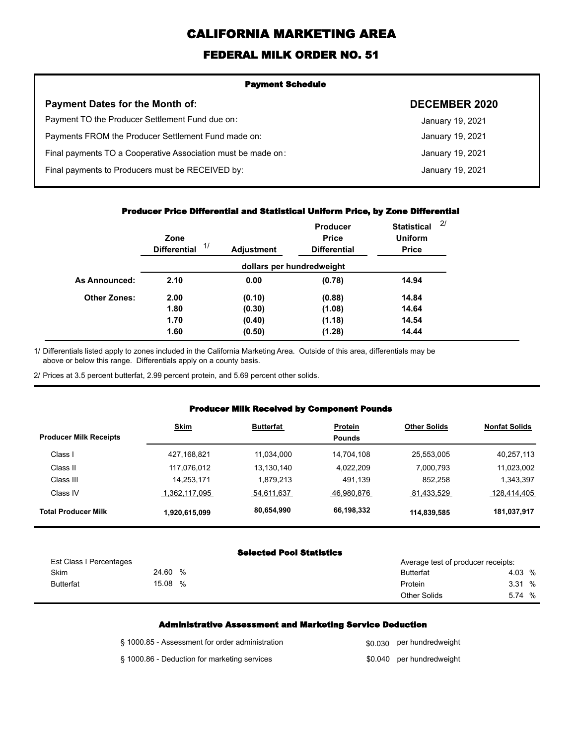# CALIFORNIA MARKETING AREA

## FEDERAL MILK ORDER NO. 51

### Payment Schedule

| **Payment Dates for the Month of:** | **DECEMBER 2020** |
|---|---|
| Payment TO the Producer Settlement Fund due on: | January 19, 2021 |
| Payments FROM the Producer Settlement Fund made on: | January 19, 2021 |
| Final payments TO a Cooperative Association must be made on: | January 19, 2021 |
| Final payments to Producers must be RECEIVED by: | January 19, 2021 |

### Producer Price Differential and Statistical Uniform Price, by Zone Differential

| | Zone Differential 1/ | Adjustment | Producer Price Differential | Statistical Uniform Price 2/ |
|---|---|---|---|---|
| | dollars per hundredweight | | | |
| **As Announced:** | **2.10** | **0.00** | **(0.78)** | **14.94** |
| **Other Zones:** | **2.00** | **(0.10)** | **(0.88)** | **14.84** |
| | **1.80** | **(0.30)** | **(1.08)** | **14.64** |
| | **1.70** | **(0.40)** | **(1.18)** | **14.54** |
| | **1.60** | **(0.50)** | **(1.28)** | **14.44** |

1/ Differentials listed apply to zones included in the California Marketing Area. Outside of this area, differentials may be above or below this range. Differentials apply on a county basis.

2/ Prices at 3.5 percent butterfat, 2.99 percent protein, and 5.69 percent other solids.

### Producer Milk Received by Component Pounds

| Producer Milk Receipts | Skim | Butterfat | Protein | Other Solids | Nonfat Solids |
|---|---|---|---|---|---|
| | | | Pounds | | |
| Class I | 427,168,821 | 11,034,000 | 14,704,108 | 25,553,005 | 40,257,113 |
| Class II | 117,076,012 | 13,130,140 | 4,022,209 | 7,000,793 | 11,023,002 |
| Class III | 14,253,171 | 1,879,213 | 491,139 | 852,258 | 1,343,397 |
| Class IV | 1,362,117,095 | 54,611,637 | 46,980,876 | 81,433,529 | 128,414,405 |
| **Total Producer Milk** | **1,920,615,099** | **80,654,990** | **66,198,332** | **114,839,585** | **181,037,917** |

### Selected Pool Statistics

| Est Class I Percentages | | Average test of producer receipts: | |
|---|---|---|---|
| Skim | 24.60 % | Butterfat | 4.03 % |
| Butterfat | 15.08 % | Protein | 3.31 % |
| | | Other Solids | 5.74 % |

### Administrative Assessment and Marketing Service Deduction

| | | |
|---|---|---|
| § 1000.85 - Assessment for order administration | $0.030 | per hundredweight |
| § 1000.86 - Deduction for marketing services | $0.040 | per hundredweight |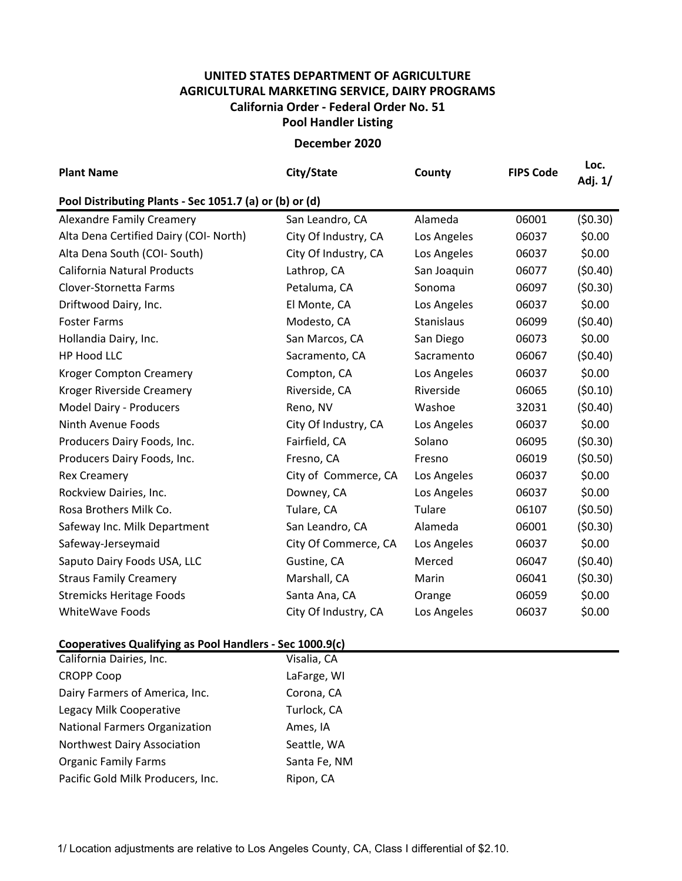**UNITED STATES DEPARTMENT OF AGRICULTURE**
**AGRICULTURAL MARKETING SERVICE, DAIRY PROGRAMS**
**California Order - Federal Order No. 51**
**Pool Handler Listing**

**December 2020**

| Plant Name | City/State | County | FIPS Code | Loc. Adj. 1/ |
|---|---|---|---|---|
| **Pool Distributing Plants - Sec 1051.7 (a) or (b) or (d)** | | | | |
| Alexandre Family Creamery | San Leandro, CA | Alameda | 06001 | ($0.30) |
| Alta Dena Certified Dairy (COI- North) | City Of Industry, CA | Los Angeles | 06037 | $0.00 |
| Alta Dena South (COI- South) | City Of Industry, CA | Los Angeles | 06037 | $0.00 |
| California Natural Products | Lathrop, CA | San Joaquin | 06077 | ($0.40) |
| Clover-Stornetta Farms | Petaluma, CA | Sonoma | 06097 | ($0.30) |
| Driftwood Dairy, Inc. | El Monte, CA | Los Angeles | 06037 | $0.00 |
| Foster Farms | Modesto, CA | Stanislaus | 06099 | ($0.40) |
| Hollandia Dairy, Inc. | San Marcos, CA | San Diego | 06073 | $0.00 |
| HP Hood LLC | Sacramento, CA | Sacramento | 06067 | ($0.40) |
| Kroger Compton Creamery | Compton, CA | Los Angeles | 06037 | $0.00 |
| Kroger Riverside Creamery | Riverside, CA | Riverside | 06065 | ($0.10) |
| Model Dairy - Producers | Reno, NV | Washoe | 32031 | ($0.40) |
| Ninth Avenue Foods | City Of Industry, CA | Los Angeles | 06037 | $0.00 |
| Producers Dairy Foods, Inc. | Fairfield, CA | Solano | 06095 | ($0.30) |
| Producers Dairy Foods, Inc. | Fresno, CA | Fresno | 06019 | ($0.50) |
| Rex Creamery | City of Commerce, CA | Los Angeles | 06037 | $0.00 |
| Rockview Dairies, Inc. | Downey, CA | Los Angeles | 06037 | $0.00 |
| Rosa Brothers Milk Co. | Tulare, CA | Tulare | 06107 | ($0.50) |
| Safeway Inc. Milk Department | San Leandro, CA | Alameda | 06001 | ($0.30) |
| Safeway-Jerseymaid | City Of Commerce, CA | Los Angeles | 06037 | $0.00 |
| Saputo Dairy Foods USA, LLC | Gustine, CA | Merced | 06047 | ($0.40) |
| Straus Family Creamery | Marshall, CA | Marin | 06041 | ($0.30) |
| Stremicks Heritage Foods | Santa Ana, CA | Orange | 06059 | $0.00 |
| WhiteWave Foods | City Of Industry, CA | Los Angeles | 06037 | $0.00 |

**Cooperatives Qualifying as Pool Handlers - Sec 1000.9(c)**

| Plant Name | City/State |
|---|---|
| California Dairies, Inc. | Visalia, CA |
| CROPP Coop | LaFarge, WI |
| Dairy Farmers of America, Inc. | Corona, CA |
| Legacy Milk Cooperative | Turlock, CA |
| National Farmers Organization | Ames, IA |
| Northwest Dairy Association | Seattle, WA |
| Organic Family Farms | Santa Fe, NM |
| Pacific Gold Milk Producers, Inc. | Ripon, CA |

1/ Location adjustments are relative to Los Angeles County, CA, Class I differential of $2.10.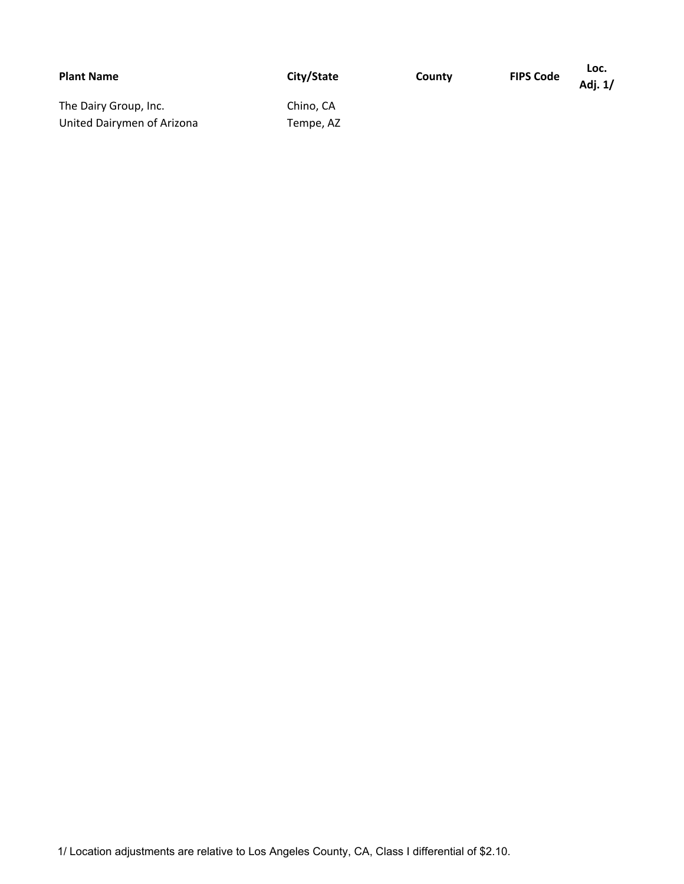| Plant Name | City/State | County | FIPS Code | Loc. Adj. 1/ |
|---|---|---|---|---|
| The Dairy Group, Inc. | Chino, CA | | | |
| United Dairymen of Arizona | Tempe, AZ | | | |

1/ Location adjustments are relative to Los Angeles County, CA, Class I differential of $2.10.